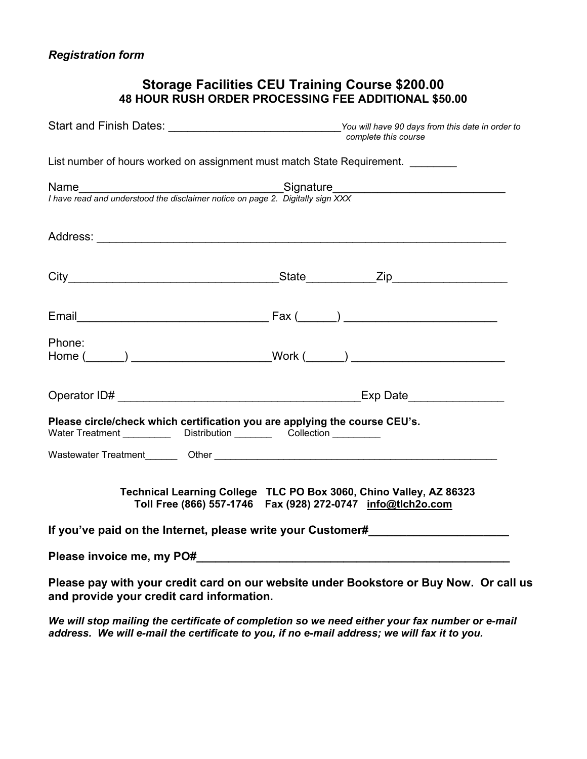*Registration form*

## Storage Facilities CEU Training Course $200.00

### 48 HOUR RUSH ORDER PROCESSING FEE ADDITIONAL $50.00

Start and Finish Dates: ____________________________ *You will have 90 days from this date in order to complete this course*

List number of hours worked on assignment must match State Requirement. ________

Name________________________________Signature___________________________

*I have read and understood the disclaimer notice on page 2. Digitally sign XXX*

Address: _________________________________________________________________

City_________________________________State___________Zip__________________

Email______________________________ Fax (______) ________________________

Phone:
Home (______) _____________________Work (______) ________________________

Operator ID# _____________________________________Exp Date_______________

**Please circle/check which certification you are applying the course CEU's.**

Water Treatment _________ Distribution _______ Collection _________

Wastewater Treatment______ Other ______________________________________________

**Technical Learning College TLC PO Box 3060, Chino Valley, AZ 86323**
**Toll Free (866) 557-1746 Fax (928) 272-0747 info@tlch2o.com**

**If you've paid on the Internet, please write your Customer#_____________________**

**Please invoice me, my PO#__________________________________________________**

**Please pay with your credit card on our website under Bookstore or Buy Now. Or call us and provide your credit card information.**

***We will stop mailing the certificate of completion so we need either your fax number or e-mail address. We will e-mail the certificate to you, if no e-mail address; we will fax it to you.***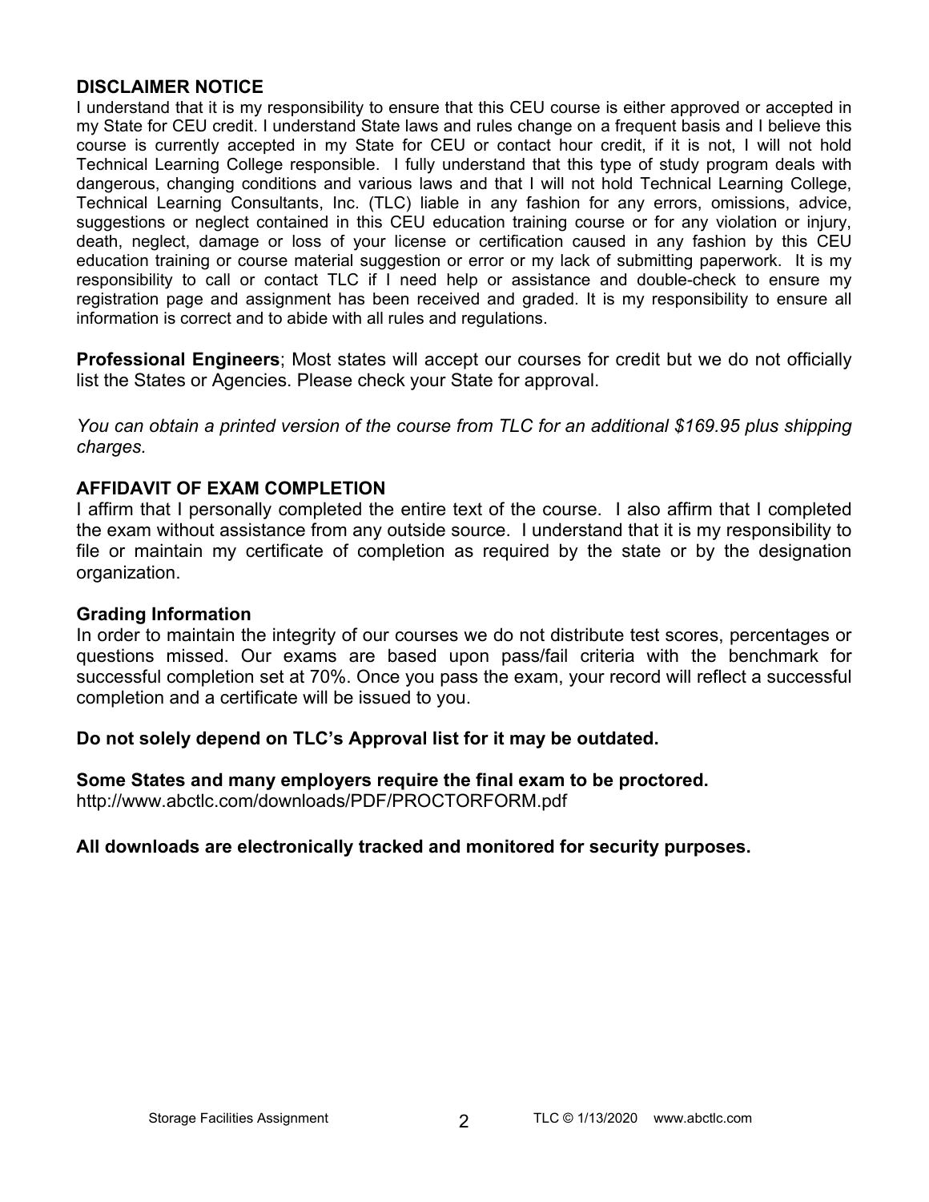**DISCLAIMER NOTICE**

I understand that it is my responsibility to ensure that this CEU course is either approved or accepted in my State for CEU credit. I understand State laws and rules change on a frequent basis and I believe this course is currently accepted in my State for CEU or contact hour credit, if it is not, I will not hold Technical Learning College responsible. I fully understand that this type of study program deals with dangerous, changing conditions and various laws and that I will not hold Technical Learning College, Technical Learning Consultants, Inc. (TLC) liable in any fashion for any errors, omissions, advice, suggestions or neglect contained in this CEU education training course or for any violation or injury, death, neglect, damage or loss of your license or certification caused in any fashion by this CEU education training or course material suggestion or error or my lack of submitting paperwork. It is my responsibility to call or contact TLC if I need help or assistance and double-check to ensure my registration page and assignment has been received and graded. It is my responsibility to ensure all information is correct and to abide with all rules and regulations.

**Professional Engineers**; Most states will accept our courses for credit but we do not officially list the States or Agencies. Please check your State for approval.

*You can obtain a printed version of the course from TLC for an additional $169.95 plus shipping charges.*

**AFFIDAVIT OF EXAM COMPLETION**

I affirm that I personally completed the entire text of the course. I also affirm that I completed the exam without assistance from any outside source. I understand that it is my responsibility to file or maintain my certificate of completion as required by the state or by the designation organization.

**Grading Information**

In order to maintain the integrity of our courses we do not distribute test scores, percentages or questions missed. Our exams are based upon pass/fail criteria with the benchmark for successful completion set at 70%. Once you pass the exam, your record will reflect a successful completion and a certificate will be issued to you.

**Do not solely depend on TLC's Approval list for it may be outdated.**

**Some States and many employers require the final exam to be proctored.**
http://www.abctlc.com/downloads/PDF/PROCTORFORM.pdf

**All downloads are electronically tracked and monitored for security purposes.**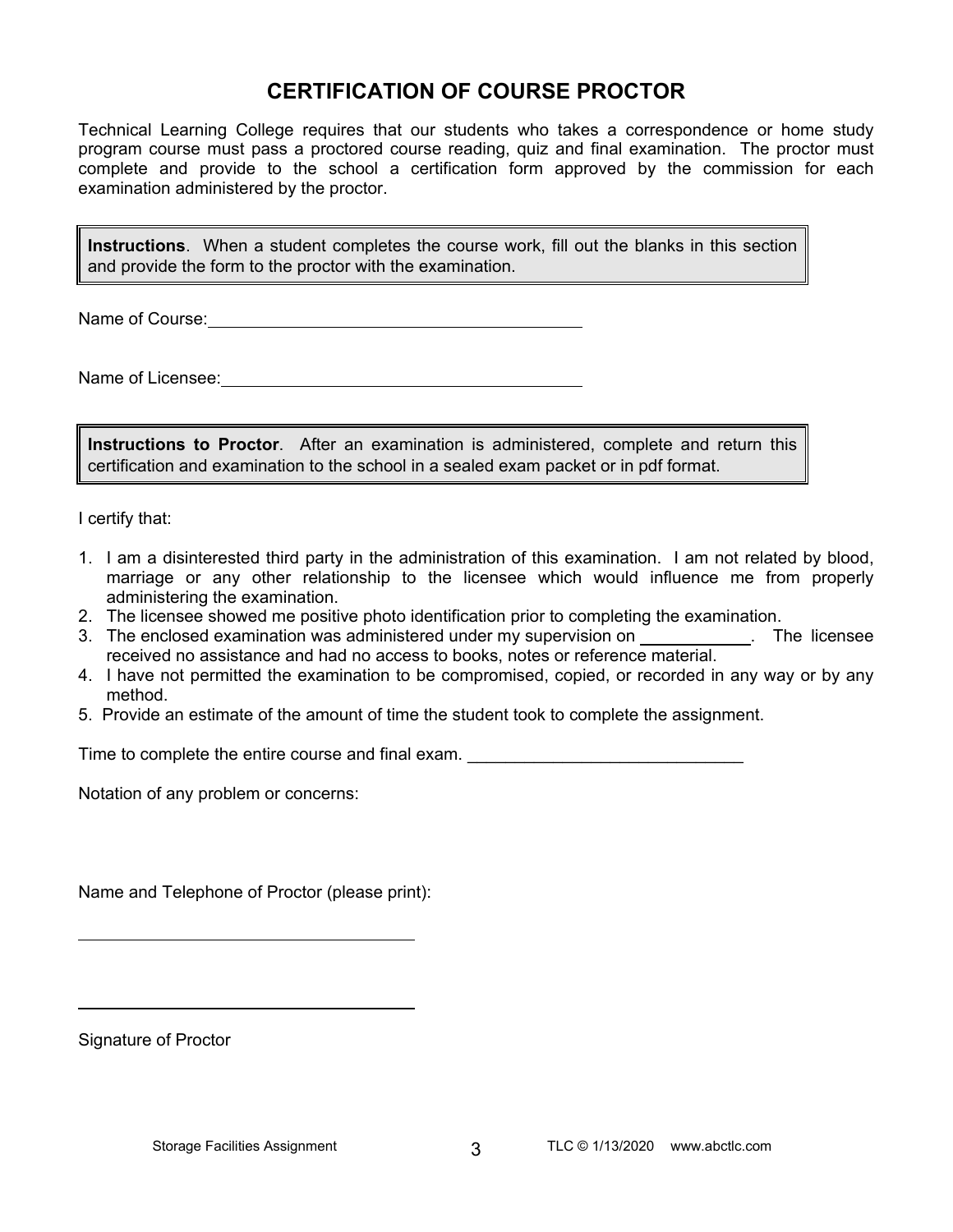# CERTIFICATION OF COURSE PROCTOR

Technical Learning College requires that our students who takes a correspondence or home study program course must pass a proctored course reading, quiz and final examination. The proctor must complete and provide to the school a certification form approved by the commission for each examination administered by the proctor.

> **Instructions**. When a student completes the course work, fill out the blanks in this section and provide the form to the proctor with the examination.

Name of Course: ________________________________________

Name of Licensee: ________________________________________

> **Instructions to Proctor**. After an examination is administered, complete and return this certification and examination to the school in a sealed exam packet or in pdf format.

I certify that:

1. I am a disinterested third party in the administration of this examination. I am not related by blood, marriage or any other relationship to the licensee which would influence me from properly administering the examination.
2. The licensee showed me positive photo identification prior to completing the examination.
3. The enclosed examination was administered under my supervision on ____________. The licensee received no assistance and had no access to books, notes or reference material.
4. I have not permitted the examination to be compromised, copied, or recorded in any way or by any method.
5. Provide an estimate of the amount of time the student took to complete the assignment.

Time to complete the entire course and final exam. _____________________________

Notation of any problem or concerns:

Name and Telephone of Proctor (please print):

____________________________________

____________________________________

Signature of Proctor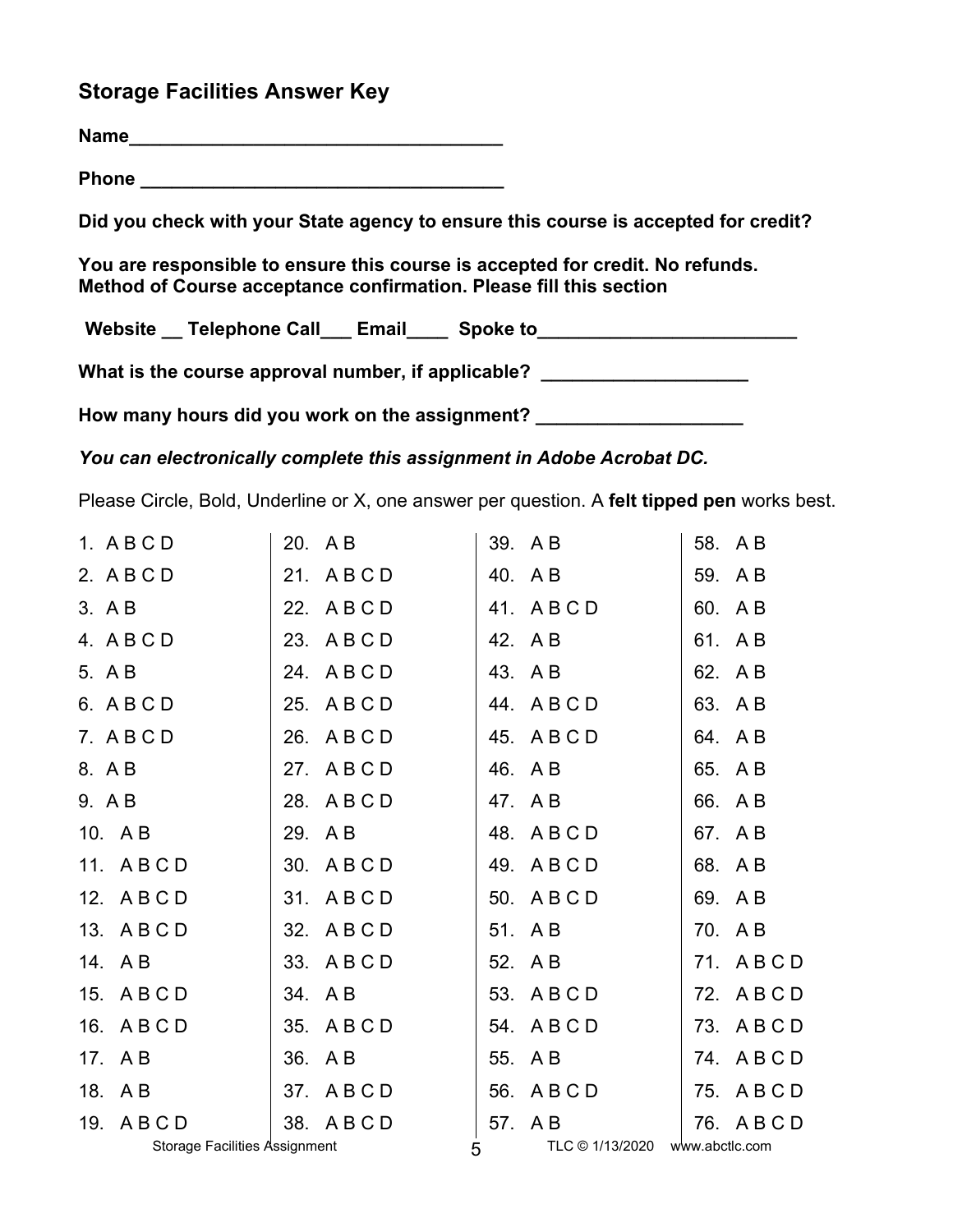## Storage Facilities Answer Key

**Name**_____________________________________

**Phone** ____________________________________

**Did you check with your State agency to ensure this course is accepted for credit?**

**You are responsible to ensure this course is accepted for credit. No refunds.**
**Method of Course acceptance confirmation. Please fill this section**

**Website __ Telephone Call___ Email____ Spoke to_________________________**

**What is the course approval number, if applicable? ____________________**

**How many hours did you work on the assignment? ____________________**

***You can electronically complete this assignment in Adobe Acrobat DC.***

Please Circle, Bold, Underline or X, one answer per question. A **felt tipped pen** works best.

| | | | |
|---|---|---|---|
| 1. A B C D | 20. A B | 39. A B | 58. A B |
| 2. A B C D | 21. A B C D | 40. A B | 59. A B |
| 3. A B | 22. A B C D | 41. A B C D | 60. A B |
| 4. A B C D | 23. A B C D | 42. A B | 61. A B |
| 5. A B | 24. A B C D | 43. A B | 62. A B |
| 6. A B C D | 25. A B C D | 44. A B C D | 63. A B |
| 7. A B C D | 26. A B C D | 45. A B C D | 64. A B |
| 8. A B | 27. A B C D | 46. A B | 65. A B |
| 9. A B | 28. A B C D | 47. A B | 66. A B |
| 10. A B | 29. A B | 48. A B C D | 67. A B |
| 11. A B C D | 30. A B C D | 49. A B C D | 68. A B |
| 12. A B C D | 31. A B C D | 50. A B C D | 69. A B |
| 13. A B C D | 32. A B C D | 51. A B | 70. A B |
| 14. A B | 33. A B C D | 52. A B | 71. A B C D |
| 15. A B C D | 34. A B | 53. A B C D | 72. A B C D |
| 16. A B C D | 35. A B C D | 54. A B C D | 73. A B C D |
| 17. A B | 36. A B | 55. A B | 74. A B C D |
| 18. A B | 37. A B C D | 56. A B C D | 75. A B C D |
| 19. A B C D | 38. A B C D | 57. A B | 76. A B C D |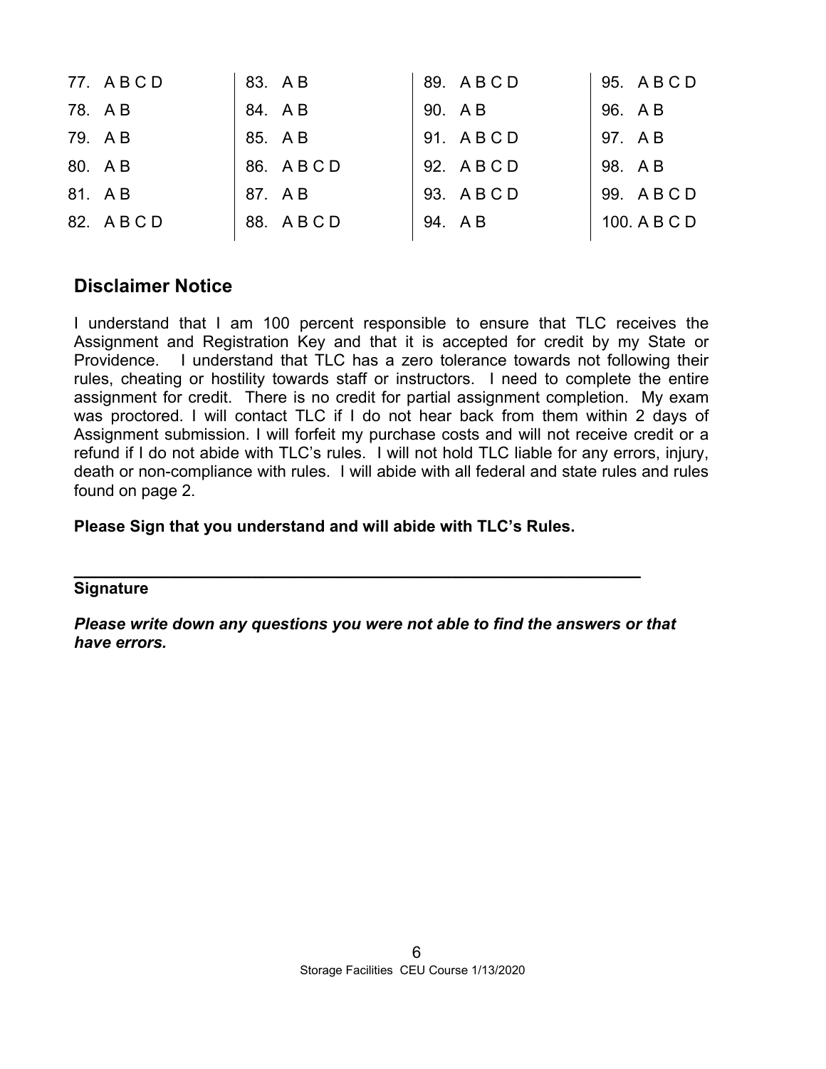| | | | |
|---|---|---|---|
| 77. A B C D | 83. A B | 89. A B C D | 95. A B C D |
| 78. A B | 84. A B | 90. A B | 96. A B |
| 79. A B | 85. A B | 91. A B C D | 97. A B |
| 80. A B | 86. A B C D | 92. A B C D | 98. A B |
| 81. A B | 87. A B | 93. A B C D | 99. A B C D |
| 82. A B C D | 88. A B C D | 94. A B | 100. A B C D |

## Disclaimer Notice

I understand that I am 100 percent responsible to ensure that TLC receives the Assignment and Registration Key and that it is accepted for credit by my State or Providence. I understand that TLC has a zero tolerance towards not following their rules, cheating or hostility towards staff or instructors. I need to complete the entire assignment for credit. There is no credit for partial assignment completion. My exam was proctored. I will contact TLC if I do not hear back from them within 2 days of Assignment submission. I will forfeit my purchase costs and will not receive credit or a refund if I do not abide with TLC's rules. I will not hold TLC liable for any errors, injury, death or non-compliance with rules. I will abide with all federal and state rules and rules found on page 2.

**Please Sign that you understand and will abide with TLC's Rules.**

\_\_\_\_\_\_\_\_\_\_\_\_\_\_\_\_\_\_\_\_\_\_\_\_\_\_\_\_\_\_\_\_\_\_\_\_\_\_\_\_\_\_\_\_\_\_\_\_\_\_\_\_\_\_\_\_\_\_\_\_

**Signature**

***Please write down any questions you were not able to find the answers or that have errors.***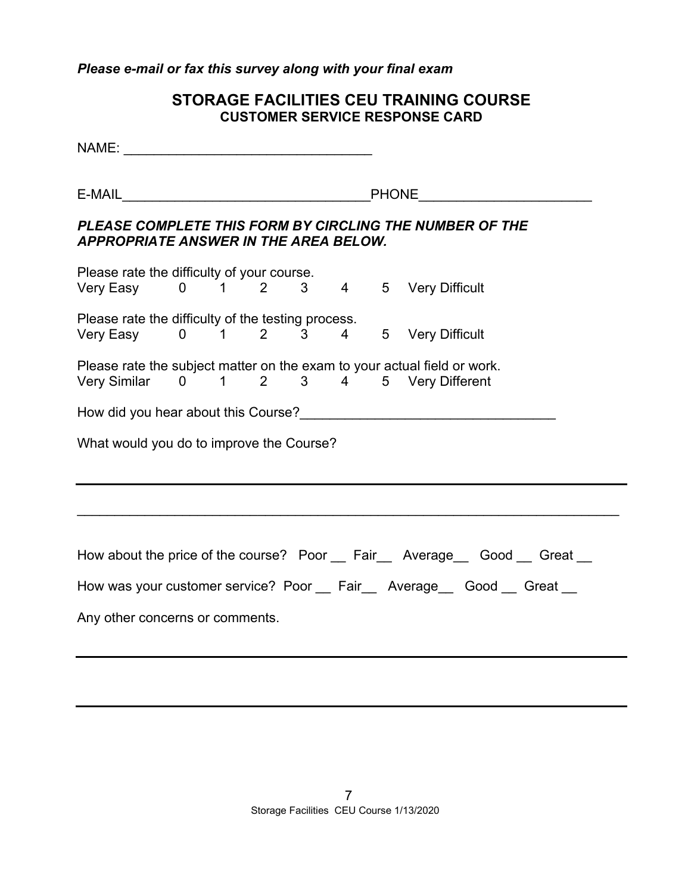*Please e-mail or fax this survey along with your final exam*

## STORAGE FACILITIES CEU TRAINING COURSE
### CUSTOMER SERVICE RESPONSE CARD

NAME: ________________________________

E-MAIL________________________________PHONE______________________

***PLEASE COMPLETE THIS FORM BY CIRCLING THE NUMBER OF THE APPROPRIATE ANSWER IN THE AREA BELOW.***

Please rate the difficulty of your course.
Very Easy 0 1 2 3 4 5 Very Difficult

Please rate the difficulty of the testing process.
Very Easy 0 1 2 3 4 5 Very Difficult

Please rate the subject matter on the exam to your actual field or work.
Very Similar 0 1 2 3 4 5 Very Different

How did you hear about this Course?_________________________________

What would you do to improve the Course?

______________________________________________________________________

______________________________________________________________________

How about the price of the course? Poor __ Fair__ Average__ Good __ Great __

How was your customer service? Poor __ Fair__ Average__ Good __ Great __

Any other concerns or comments.

______________________________________________________________________

______________________________________________________________________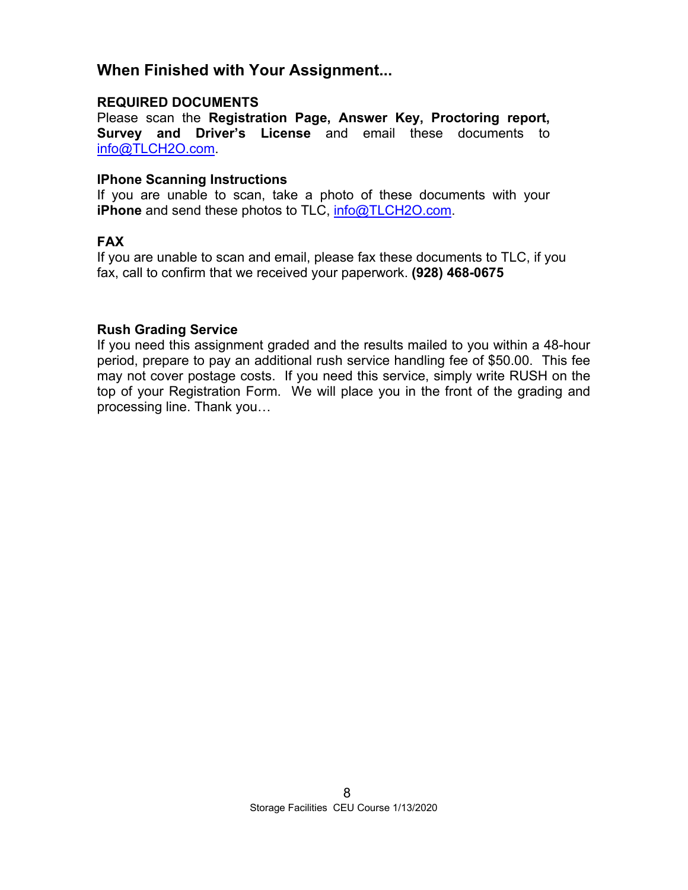## When Finished with Your Assignment...

### REQUIRED DOCUMENTS

Please scan the **Registration Page, Answer Key, Proctoring report, Survey and Driver's License** and email these documents to info@TLCH2O.com.

### IPhone Scanning Instructions

If you are unable to scan, take a photo of these documents with your **iPhone** and send these photos to TLC, info@TLCH2O.com.

### FAX

If you are unable to scan and email, please fax these documents to TLC, if you fax, call to confirm that we received your paperwork. **(928) 468-0675**

### Rush Grading Service

If you need this assignment graded and the results mailed to you within a 48-hour period, prepare to pay an additional rush service handling fee of $50.00. This fee may not cover postage costs. If you need this service, simply write RUSH on the top of your Registration Form. We will place you in the front of the grading and processing line. Thank you…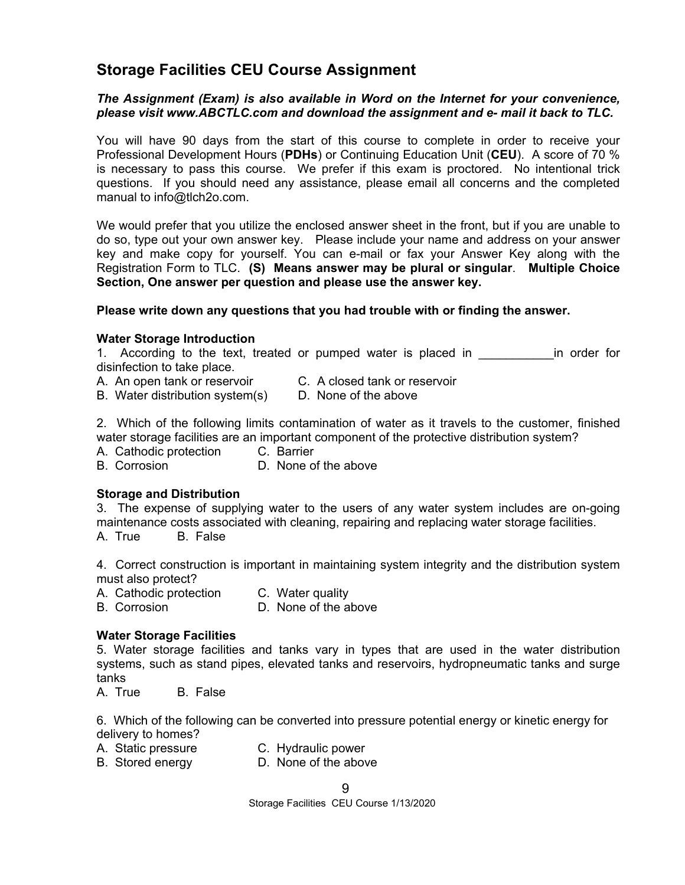## Storage Facilities CEU Course Assignment

***The Assignment (Exam) is also available in Word on the Internet for your convenience, please visit www.ABCTLC.com and download the assignment and e- mail it back to TLC.***

You will have 90 days from the start of this course to complete in order to receive your Professional Development Hours (**PDHs**) or Continuing Education Unit (**CEU**). A score of 70 % is necessary to pass this course. We prefer if this exam is proctored. No intentional trick questions. If you should need any assistance, please email all concerns and the completed manual to info@tlch2o.com.

We would prefer that you utilize the enclosed answer sheet in the front, but if you are unable to do so, type out your own answer key. Please include your name and address on your answer key and make copy for yourself. You can e-mail or fax your Answer Key along with the Registration Form to TLC. **(S) Means answer may be plural or singular**. **Multiple Choice Section, One answer per question and please use the answer key.**

**Please write down any questions that you had trouble with or finding the answer.**

**Water Storage Introduction**

1. According to the text, treated or pumped water is placed in ___________in order for disinfection to take place.
A. An open tank or reservoir
B. Water distribution system(s)
C. A closed tank or reservoir
D. None of the above

2. Which of the following limits contamination of water as it travels to the customer, finished water storage facilities are an important component of the protective distribution system?
A. Cathodic protection
B. Corrosion
C. Barrier
D. None of the above

**Storage and Distribution**

3. The expense of supplying water to the users of any water system includes are on-going maintenance costs associated with cleaning, repairing and replacing water storage facilities.
A. True B. False

4. Correct construction is important in maintaining system integrity and the distribution system must also protect?
A. Cathodic protection
B. Corrosion
C. Water quality
D. None of the above

**Water Storage Facilities**

5. Water storage facilities and tanks vary in types that are used in the water distribution systems, such as stand pipes, elevated tanks and reservoirs, hydropneumatic tanks and surge tanks
A. True B. False

6. Which of the following can be converted into pressure potential energy or kinetic energy for delivery to homes?
A. Static pressure
B. Stored energy
C. Hydraulic power
D. None of the above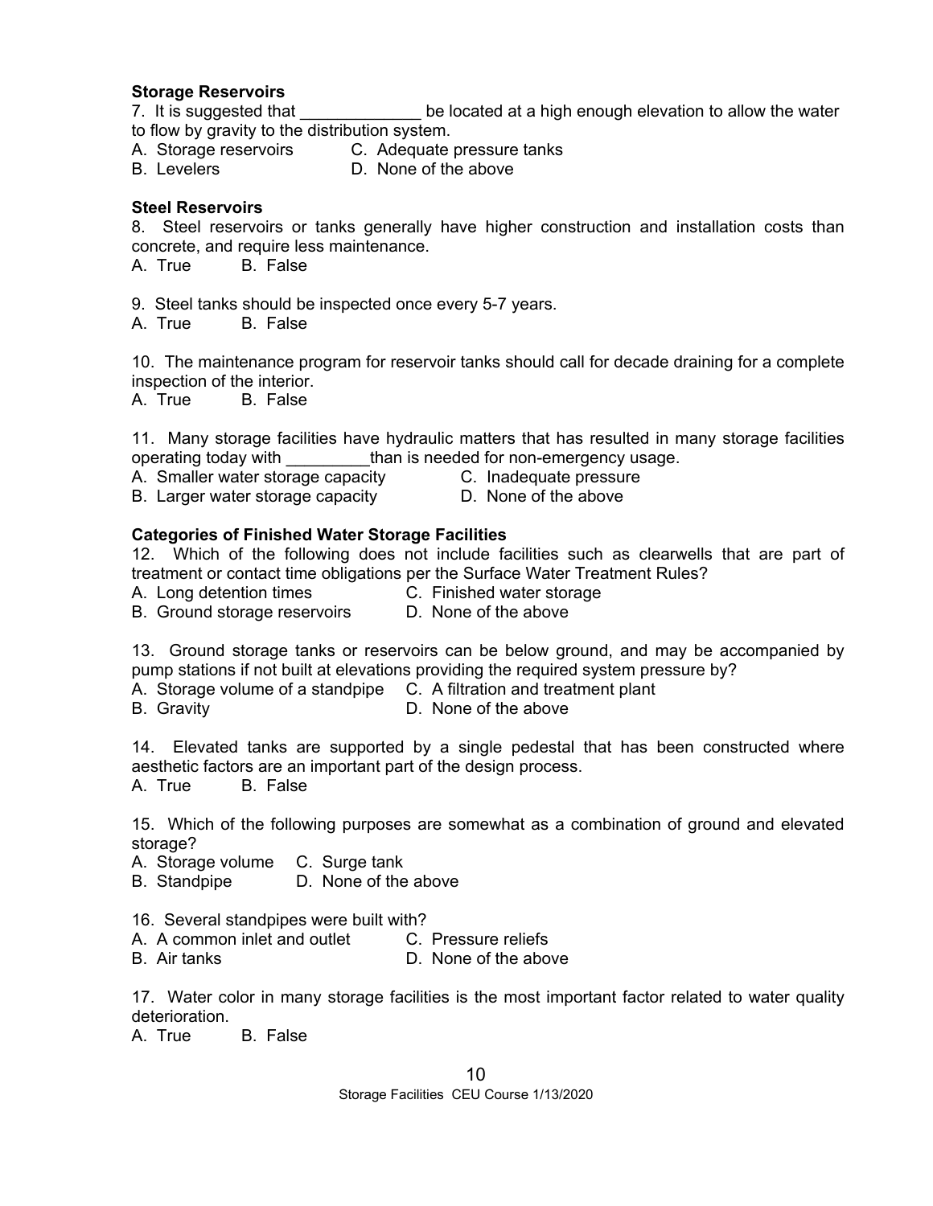**Storage Reservoirs**

7. It is suggested that _____________ be located at a high enough elevation to allow the water to flow by gravity to the distribution system.
A. Storage reservoirs C. Adequate pressure tanks
B. Levelers D. None of the above

**Steel Reservoirs**

8. Steel reservoirs or tanks generally have higher construction and installation costs than concrete, and require less maintenance.
A. True B. False

9. Steel tanks should be inspected once every 5-7 years.
A. True B. False

10. The maintenance program for reservoir tanks should call for decade draining for a complete inspection of the interior.
A. True B. False

11. Many storage facilities have hydraulic matters that has resulted in many storage facilities operating today with _________than is needed for non-emergency usage.
A. Smaller water storage capacity C. Inadequate pressure
B. Larger water storage capacity D. None of the above

**Categories of Finished Water Storage Facilities**

12. Which of the following does not include facilities such as clearwells that are part of treatment or contact time obligations per the Surface Water Treatment Rules?
A. Long detention times C. Finished water storage
B. Ground storage reservoirs D. None of the above

13. Ground storage tanks or reservoirs can be below ground, and may be accompanied by pump stations if not built at elevations providing the required system pressure by?
A. Storage volume of a standpipe C. A filtration and treatment plant
B. Gravity D. None of the above

14. Elevated tanks are supported by a single pedestal that has been constructed where aesthetic factors are an important part of the design process.
A. True B. False

15. Which of the following purposes are somewhat as a combination of ground and elevated storage?
A. Storage volume C. Surge tank
B. Standpipe D. None of the above

16. Several standpipes were built with?
A. A common inlet and outlet C. Pressure reliefs
B. Air tanks D. None of the above

17. Water color in many storage facilities is the most important factor related to water quality deterioration.
A. True B. False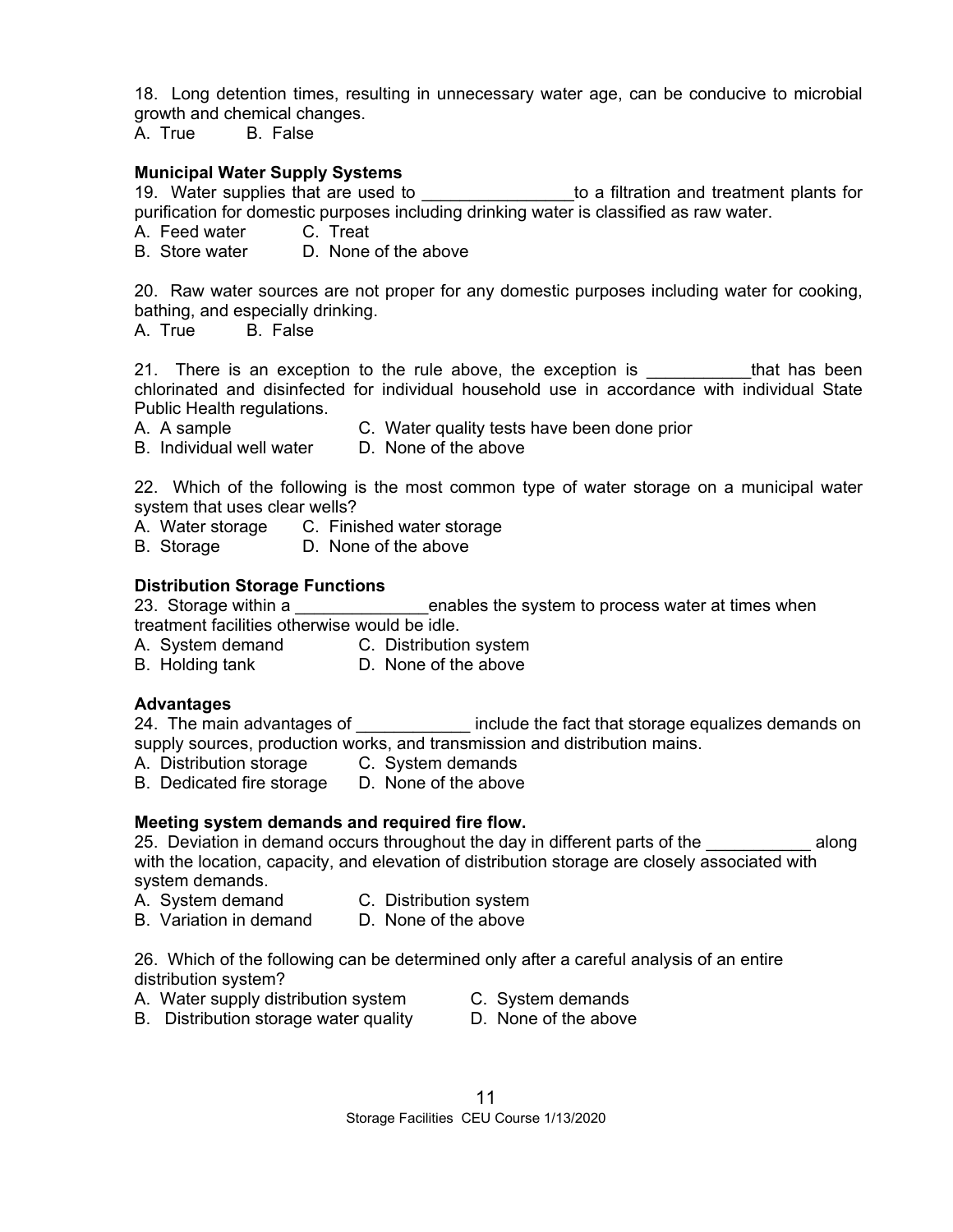18. Long detention times, resulting in unnecessary water age, can be conducive to microbial growth and chemical changes.
A. True B. False

**Municipal Water Supply Systems**

19. Water supplies that are used to ________________to a filtration and treatment plants for purification for domestic purposes including drinking water is classified as raw water.
A. Feed water C. Treat
B. Store water D. None of the above

20. Raw water sources are not proper for any domestic purposes including water for cooking, bathing, and especially drinking.
A. True B. False

21. There is an exception to the rule above, the exception is ___________that has been chlorinated and disinfected for individual household use in accordance with individual State Public Health regulations.
A. A sample C. Water quality tests have been done prior
B. Individual well water D. None of the above

22. Which of the following is the most common type of water storage on a municipal water system that uses clear wells?
A. Water storage C. Finished water storage
B. Storage D. None of the above

**Distribution Storage Functions**

23. Storage within a ______________enables the system to process water at times when treatment facilities otherwise would be idle.
A. System demand C. Distribution system
B. Holding tank D. None of the above

**Advantages**

24. The main advantages of ____________ include the fact that storage equalizes demands on supply sources, production works, and transmission and distribution mains.
A. Distribution storage C. System demands
B. Dedicated fire storage D. None of the above

**Meeting system demands and required fire flow.**

25. Deviation in demand occurs throughout the day in different parts of the ___________ along with the location, capacity, and elevation of distribution storage are closely associated with system demands.
A. System demand C. Distribution system
B. Variation in demand D. None of the above

26. Which of the following can be determined only after a careful analysis of an entire distribution system?
A. Water supply distribution system C. System demands
B. Distribution storage water quality D. None of the above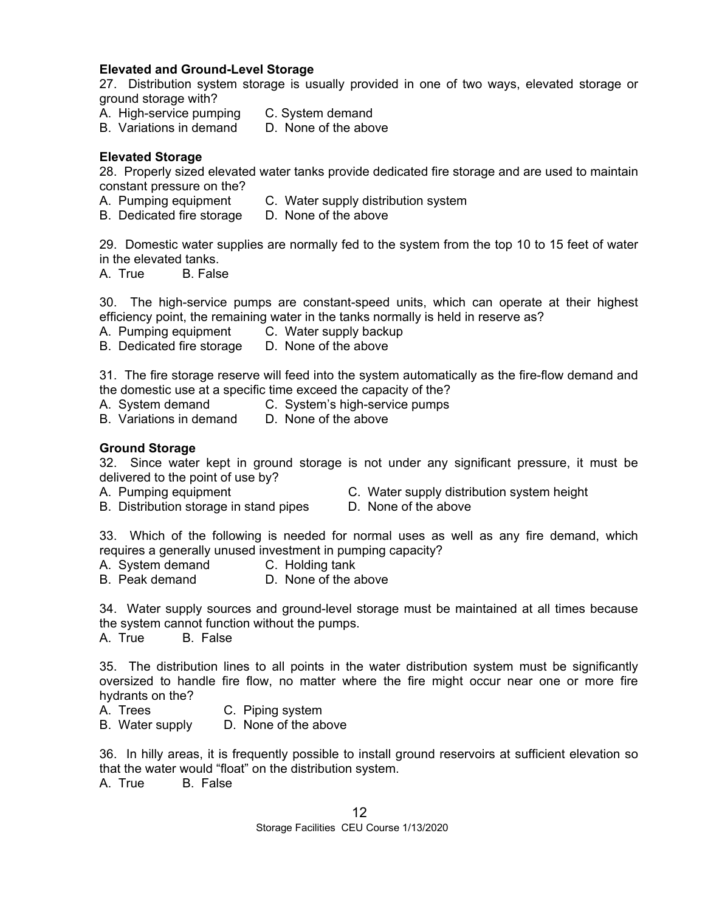**Elevated and Ground-Level Storage**

27. Distribution system storage is usually provided in one of two ways, elevated storage or ground storage with?

A. High-service pumping C. System demand
B. Variations in demand D. None of the above

**Elevated Storage**

28. Properly sized elevated water tanks provide dedicated fire storage and are used to maintain constant pressure on the?

A. Pumping equipment C. Water supply distribution system
B. Dedicated fire storage D. None of the above

29. Domestic water supplies are normally fed to the system from the top 10 to 15 feet of water in the elevated tanks.

A. True B. False

30. The high-service pumps are constant-speed units, which can operate at their highest efficiency point, the remaining water in the tanks normally is held in reserve as?

A. Pumping equipment C. Water supply backup
B. Dedicated fire storage D. None of the above

31. The fire storage reserve will feed into the system automatically as the fire-flow demand and the domestic use at a specific time exceed the capacity of the?

A. System demand C. System's high-service pumps
B. Variations in demand D. None of the above

**Ground Storage**

32. Since water kept in ground storage is not under any significant pressure, it must be delivered to the point of use by?

A. Pumping equipment C. Water supply distribution system height
B. Distribution storage in stand pipes D. None of the above

33. Which of the following is needed for normal uses as well as any fire demand, which requires a generally unused investment in pumping capacity?

A. System demand C. Holding tank
B. Peak demand D. None of the above

34. Water supply sources and ground-level storage must be maintained at all times because the system cannot function without the pumps.

A. True B. False

35. The distribution lines to all points in the water distribution system must be significantly oversized to handle fire flow, no matter where the fire might occur near one or more fire hydrants on the?

A. Trees C. Piping system
B. Water supply D. None of the above

36. In hilly areas, it is frequently possible to install ground reservoirs at sufficient elevation so that the water would "float" on the distribution system.

A. True B. False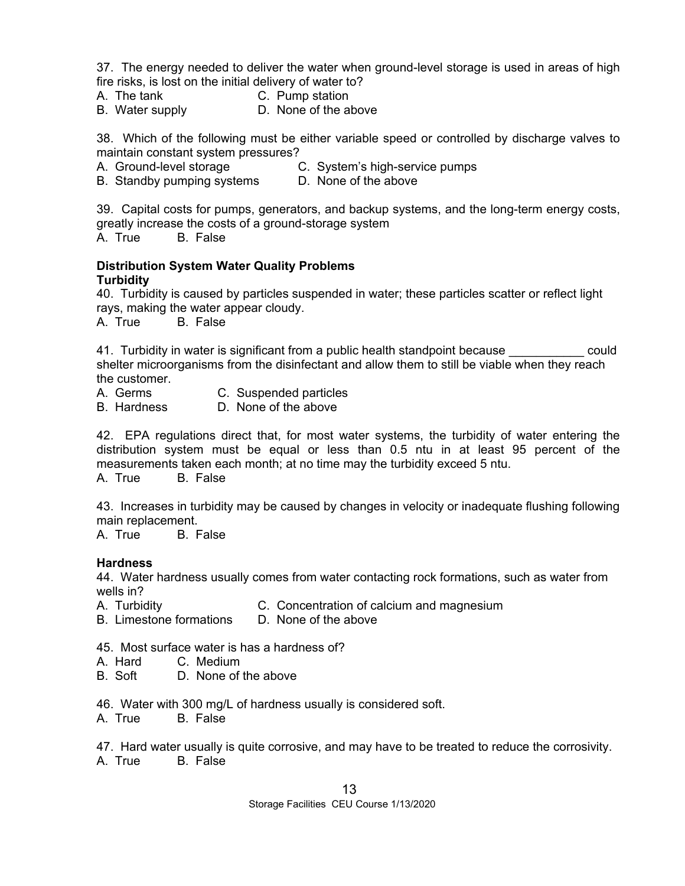37. The energy needed to deliver the water when ground-level storage is used in areas of high fire risks, is lost on the initial delivery of water to?

A. The tank
B. Water supply
C. Pump station
D. None of the above

38. Which of the following must be either variable speed or controlled by discharge valves to maintain constant system pressures?

A. Ground-level storage
B. Standby pumping systems
C. System's high-service pumps
D. None of the above

39. Capital costs for pumps, generators, and backup systems, and the long-term energy costs, greatly increase the costs of a ground-storage system

A. True B. False

**Distribution System Water Quality Problems**

**Turbidity**

40. Turbidity is caused by particles suspended in water; these particles scatter or reflect light rays, making the water appear cloudy.

A. True B. False

41. Turbidity in water is significant from a public health standpoint because ___________ could shelter microorganisms from the disinfectant and allow them to still be viable when they reach the customer.

A. Germs
B. Hardness
C. Suspended particles
D. None of the above

42. EPA regulations direct that, for most water systems, the turbidity of water entering the distribution system must be equal or less than 0.5 ntu in at least 95 percent of the measurements taken each month; at no time may the turbidity exceed 5 ntu.

A. True B. False

43. Increases in turbidity may be caused by changes in velocity or inadequate flushing following main replacement.

A. True B. False

**Hardness**

44. Water hardness usually comes from water contacting rock formations, such as water from wells in?

A. Turbidity
B. Limestone formations
C. Concentration of calcium and magnesium
D. None of the above

45. Most surface water is has a hardness of?

A. Hard
B. Soft
C. Medium
D. None of the above

46. Water with 300 mg/L of hardness usually is considered soft.

A. True B. False

47. Hard water usually is quite corrosive, and may have to be treated to reduce the corrosivity.

A. True B. False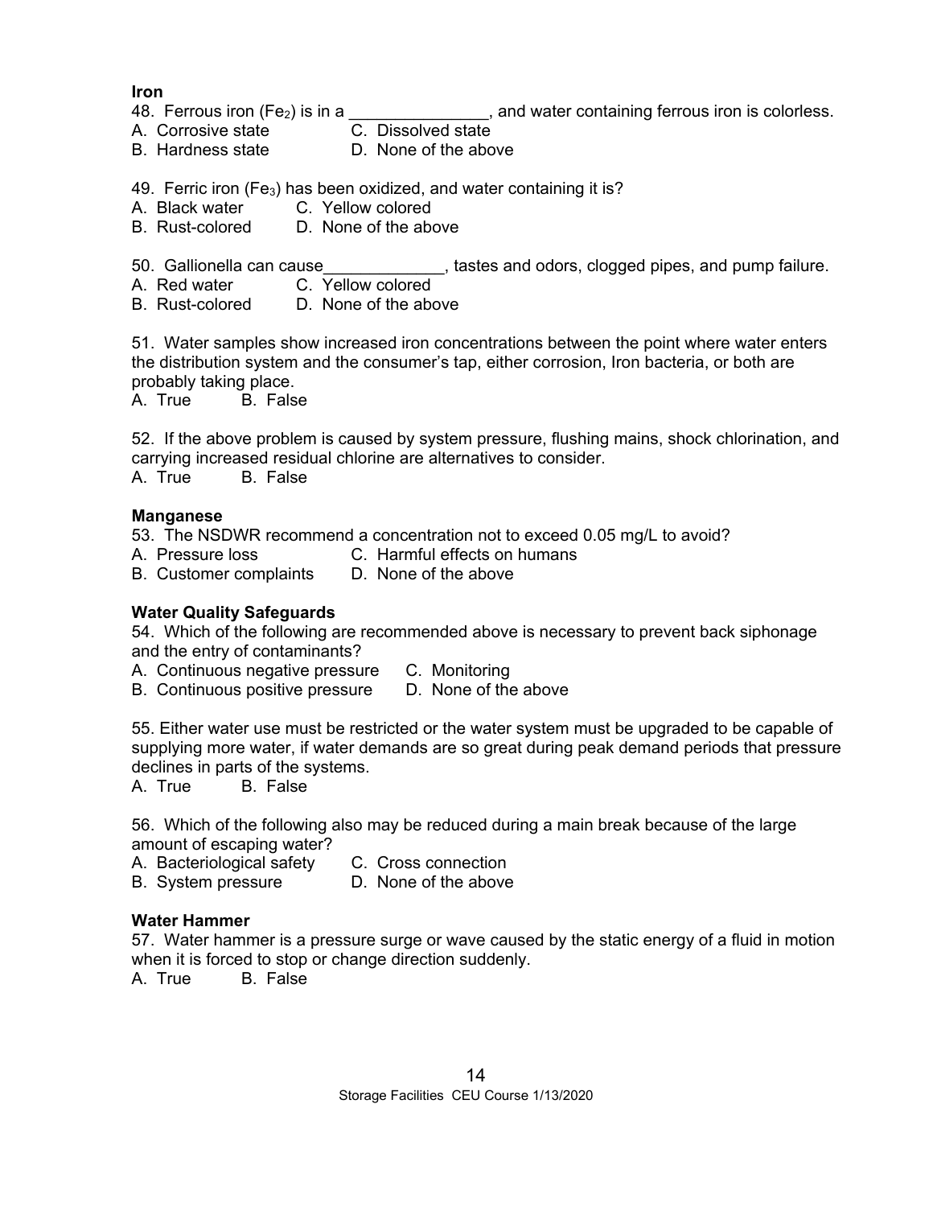**Iron**

48. Ferrous iron ($Fe_2$) is in a _______________, and water containing ferrous iron is colorless.
A. Corrosive state C. Dissolved state
B. Hardness state D. None of the above

49. Ferric iron ($Fe_3$) has been oxidized, and water containing it is?
A. Black water C. Yellow colored
B. Rust-colored D. None of the above

50. Gallionella can cause_____________, tastes and odors, clogged pipes, and pump failure.
A. Red water C. Yellow colored
B. Rust-colored D. None of the above

51. Water samples show increased iron concentrations between the point where water enters the distribution system and the consumer's tap, either corrosion, Iron bacteria, or both are probably taking place.
A. True B. False

52. If the above problem is caused by system pressure, flushing mains, shock chlorination, and carrying increased residual chlorine are alternatives to consider.
A. True B. False

**Manganese**

53. The NSDWR recommend a concentration not to exceed 0.05 mg/L to avoid?
A. Pressure loss C. Harmful effects on humans
B. Customer complaints D. None of the above

**Water Quality Safeguards**

54. Which of the following are recommended above is necessary to prevent back siphonage and the entry of contaminants?
A. Continuous negative pressure C. Monitoring
B. Continuous positive pressure D. None of the above

55. Either water use must be restricted or the water system must be upgraded to be capable of supplying more water, if water demands are so great during peak demand periods that pressure declines in parts of the systems.
A. True B. False

56. Which of the following also may be reduced during a main break because of the large amount of escaping water?
A. Bacteriological safety C. Cross connection
B. System pressure D. None of the above

**Water Hammer**

57. Water hammer is a pressure surge or wave caused by the static energy of a fluid in motion when it is forced to stop or change direction suddenly.
A. True B. False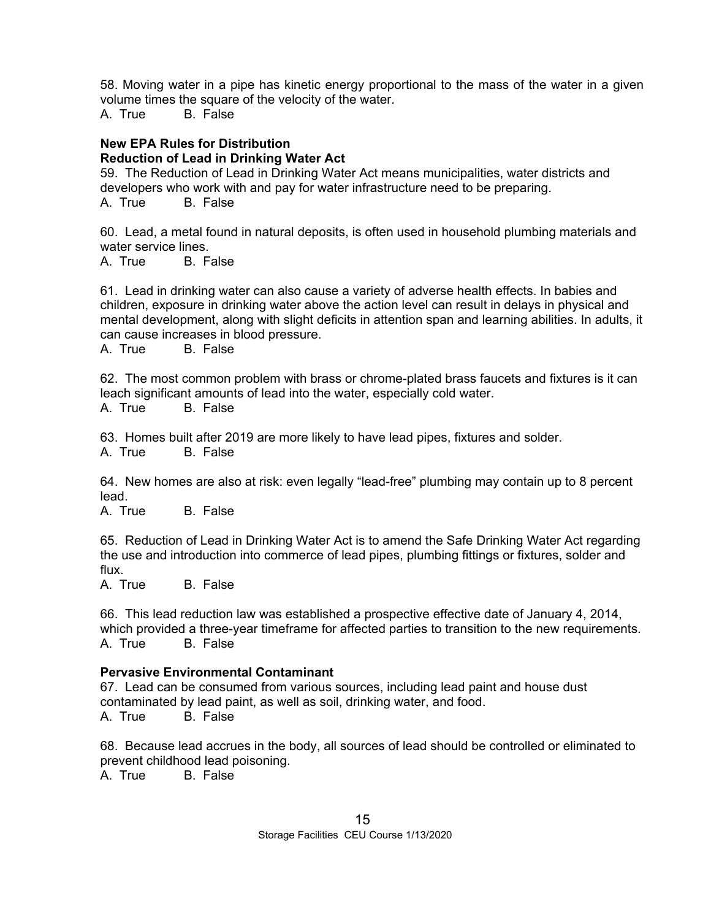58. Moving water in a pipe has kinetic energy proportional to the mass of the water in a given volume times the square of the velocity of the water.
A. True B. False

**New EPA Rules for Distribution**
**Reduction of Lead in Drinking Water Act**

59. The Reduction of Lead in Drinking Water Act means municipalities, water districts and developers who work with and pay for water infrastructure need to be preparing.
A. True B. False

60. Lead, a metal found in natural deposits, is often used in household plumbing materials and water service lines.
A. True B. False

61. Lead in drinking water can also cause a variety of adverse health effects. In babies and children, exposure in drinking water above the action level can result in delays in physical and mental development, along with slight deficits in attention span and learning abilities. In adults, it can cause increases in blood pressure.
A. True B. False

62. The most common problem with brass or chrome-plated brass faucets and fixtures is it can leach significant amounts of lead into the water, especially cold water.
A. True B. False

63. Homes built after 2019 are more likely to have lead pipes, fixtures and solder.
A. True B. False

64. New homes are also at risk: even legally "lead-free" plumbing may contain up to 8 percent lead.
A. True B. False

65. Reduction of Lead in Drinking Water Act is to amend the Safe Drinking Water Act regarding the use and introduction into commerce of lead pipes, plumbing fittings or fixtures, solder and flux.
A. True B. False

66. This lead reduction law was established a prospective effective date of January 4, 2014, which provided a three-year timeframe for affected parties to transition to the new requirements.
A. True B. False

**Pervasive Environmental Contaminant**

67. Lead can be consumed from various sources, including lead paint and house dust contaminated by lead paint, as well as soil, drinking water, and food.
A. True B. False

68. Because lead accrues in the body, all sources of lead should be controlled or eliminated to prevent childhood lead poisoning.
A. True B. False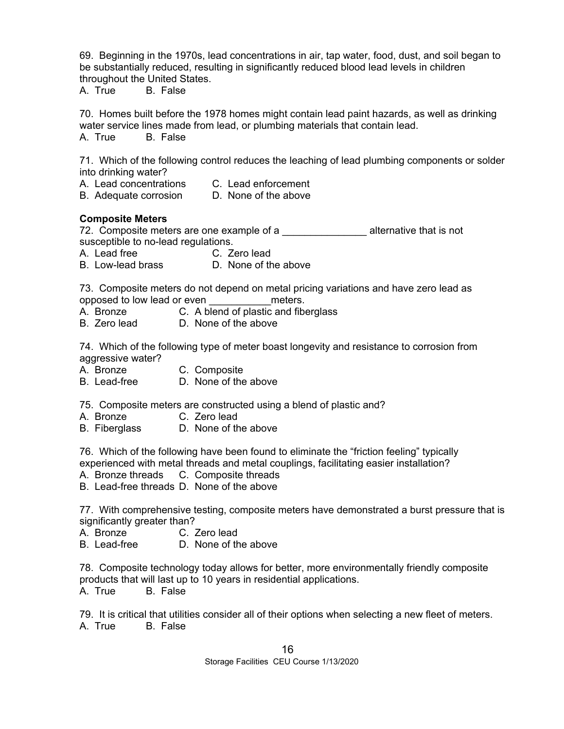69. Beginning in the 1970s, lead concentrations in air, tap water, food, dust, and soil began to be substantially reduced, resulting in significantly reduced blood lead levels in children throughout the United States.
A. True  B. False

70. Homes built before the 1978 homes might contain lead paint hazards, as well as drinking water service lines made from lead, or plumbing materials that contain lead.
A. True  B. False

71. Which of the following control reduces the leaching of lead plumbing components or solder into drinking water?
A. Lead concentrations  C. Lead enforcement
B. Adequate corrosion  D. None of the above

**Composite Meters**

72. Composite meters are one example of a _______________ alternative that is not susceptible to no-lead regulations.
A. Lead free  C. Zero lead
B. Low-lead brass  D. None of the above

73. Composite meters do not depend on metal pricing variations and have zero lead as opposed to low lead or even ___________meters.
A. Bronze  C. A blend of plastic and fiberglass
B. Zero lead  D. None of the above

74. Which of the following type of meter boast longevity and resistance to corrosion from aggressive water?
A. Bronze  C. Composite
B. Lead-free  D. None of the above

75. Composite meters are constructed using a blend of plastic and?
A. Bronze  C. Zero lead
B. Fiberglass  D. None of the above

76. Which of the following have been found to eliminate the "friction feeling" typically experienced with metal threads and metal couplings, facilitating easier installation?
A. Bronze threads  C. Composite threads
B. Lead-free threads D. None of the above

77. With comprehensive testing, composite meters have demonstrated a burst pressure that is significantly greater than?
A. Bronze  C. Zero lead
B. Lead-free  D. None of the above

78. Composite technology today allows for better, more environmentally friendly composite products that will last up to 10 years in residential applications.
A. True  B. False

79. It is critical that utilities consider all of their options when selecting a new fleet of meters.
A. True  B. False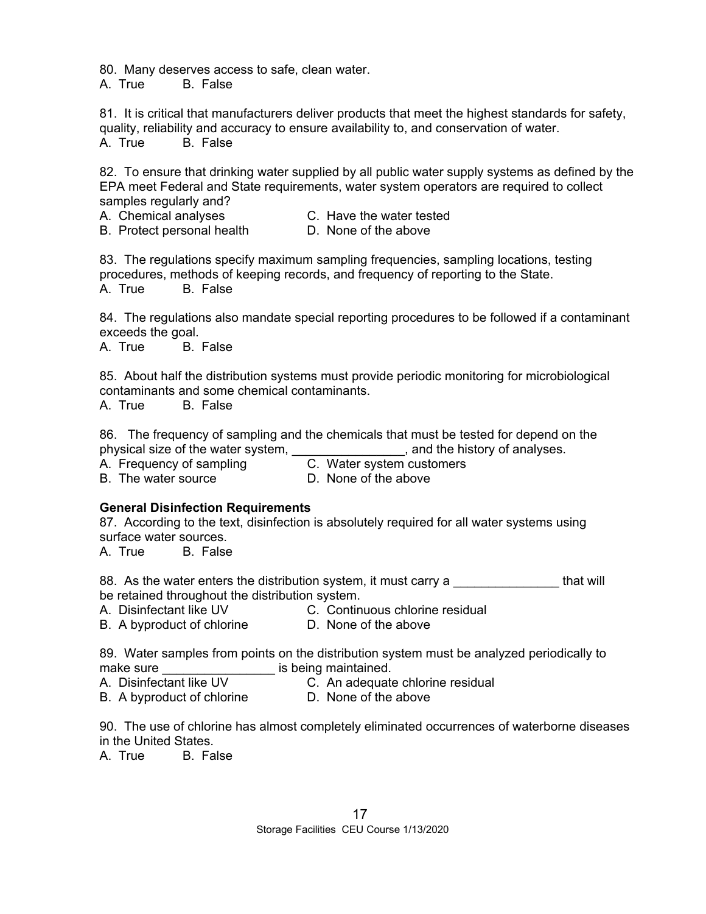80. Many deserves access to safe, clean water.
A. True B. False

81. It is critical that manufacturers deliver products that meet the highest standards for safety, quality, reliability and accuracy to ensure availability to, and conservation of water.
A. True B. False

82. To ensure that drinking water supplied by all public water supply systems as defined by the EPA meet Federal and State requirements, water system operators are required to collect samples regularly and?
A. Chemical analyses
B. Protect personal health
C. Have the water tested
D. None of the above

83. The regulations specify maximum sampling frequencies, sampling locations, testing procedures, methods of keeping records, and frequency of reporting to the State.
A. True B. False

84. The regulations also mandate special reporting procedures to be followed if a contaminant exceeds the goal.
A. True B. False

85. About half the distribution systems must provide periodic monitoring for microbiological contaminants and some chemical contaminants.
A. True B. False

86. The frequency of sampling and the chemicals that must be tested for depend on the physical size of the water system, ________________, and the history of analyses.
A. Frequency of sampling
B. The water source
C. Water system customers
D. None of the above

**General Disinfection Requirements**

87. According to the text, disinfection is absolutely required for all water systems using surface water sources.
A. True B. False

88. As the water enters the distribution system, it must carry a _______________ that will be retained throughout the distribution system.
A. Disinfectant like UV
B. A byproduct of chlorine
C. Continuous chlorine residual
D. None of the above

89. Water samples from points on the distribution system must be analyzed periodically to make sure ________________ is being maintained.
A. Disinfectant like UV
B. A byproduct of chlorine
C. An adequate chlorine residual
D. None of the above

90. The use of chlorine has almost completely eliminated occurrences of waterborne diseases in the United States.
A. True B. False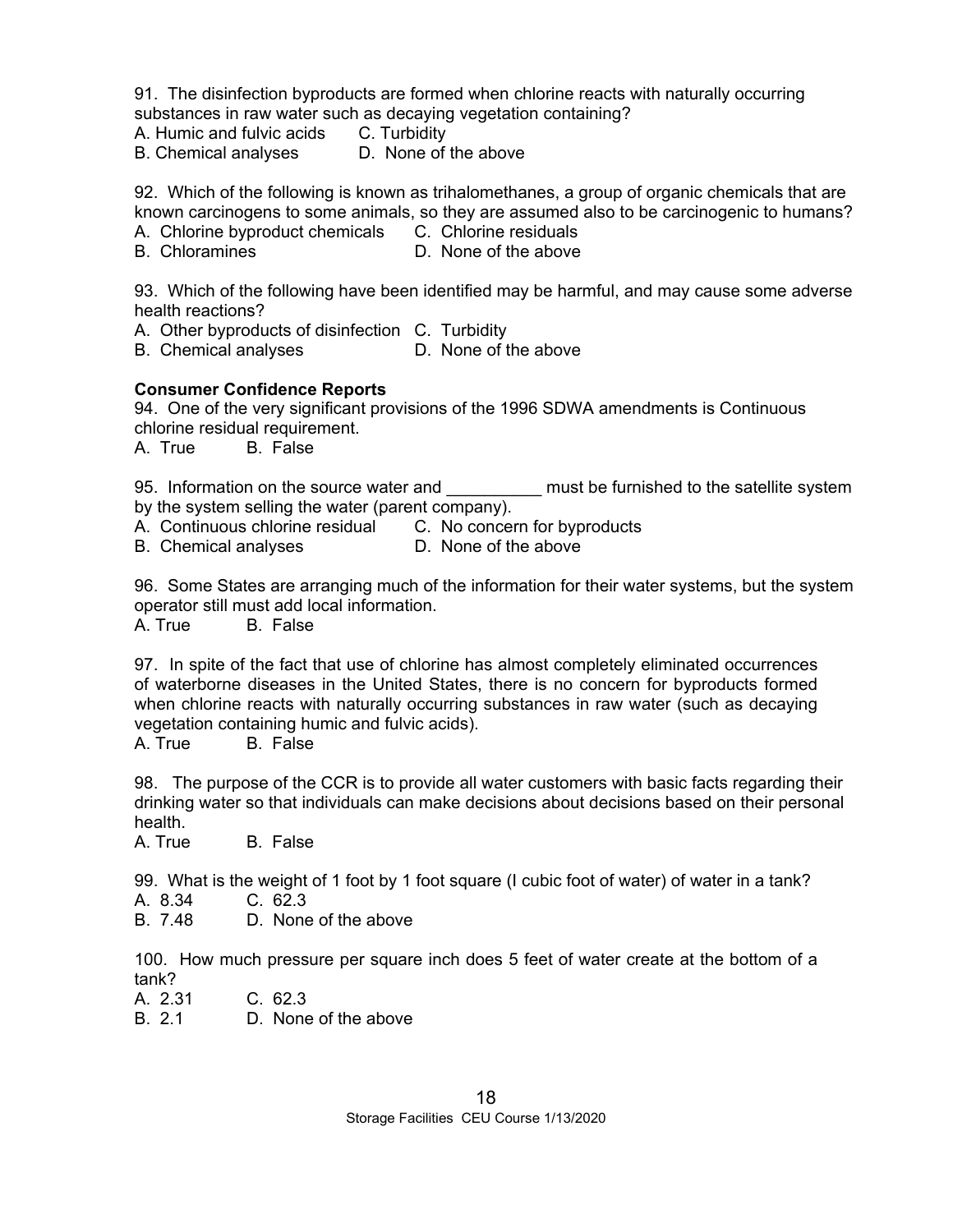91. The disinfection byproducts are formed when chlorine reacts with naturally occurring substances in raw water such as decaying vegetation containing?

A. Humic and fulvic acids
B. Chemical analyses
C. Turbidity
D. None of the above

92. Which of the following is known as trihalomethanes, a group of organic chemicals that are known carcinogens to some animals, so they are assumed also to be carcinogenic to humans?

A. Chlorine byproduct chemicals
B. Chloramines
C. Chlorine residuals
D. None of the above

93. Which of the following have been identified may be harmful, and may cause some adverse health reactions?

A. Other byproducts of disinfection
B. Chemical analyses
C. Turbidity
D. None of the above

**Consumer Confidence Reports**

94. One of the very significant provisions of the 1996 SDWA amendments is Continuous chlorine residual requirement.

A. True B. False

95. Information on the source water and __________ must be furnished to the satellite system by the system selling the water (parent company).

A. Continuous chlorine residual
B. Chemical analyses
C. No concern for byproducts
D. None of the above

96. Some States are arranging much of the information for their water systems, but the system operator still must add local information.

A. True B. False

97. In spite of the fact that use of chlorine has almost completely eliminated occurrences of waterborne diseases in the United States, there is no concern for byproducts formed when chlorine reacts with naturally occurring substances in raw water (such as decaying vegetation containing humic and fulvic acids).

A. True B. False

98. The purpose of the CCR is to provide all water customers with basic facts regarding their drinking water so that individuals can make decisions about decisions based on their personal health.

A. True B. False

99. What is the weight of 1 foot by 1 foot square (I cubic foot of water) of water in a tank?

A. 8.34
B. 7.48
C. 62.3
D. None of the above

100. How much pressure per square inch does 5 feet of water create at the bottom of a tank?

A. 2.31
B. 2.1
C. 62.3
D. None of the above